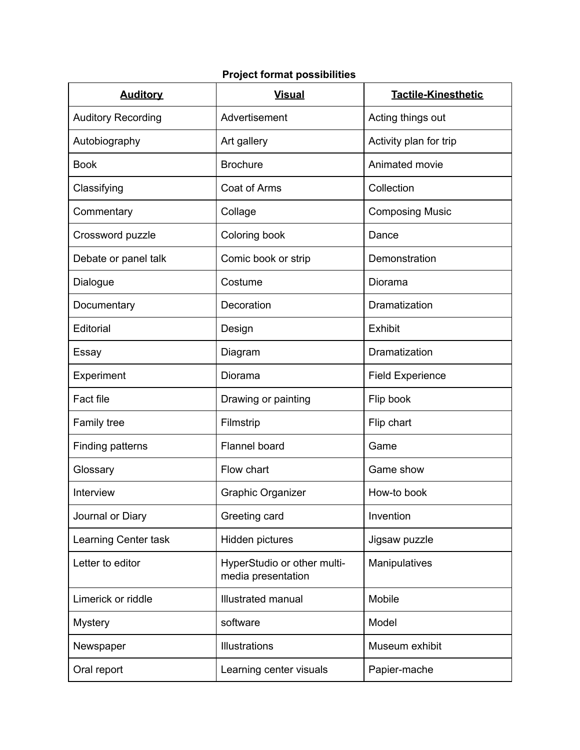**Project format possibilities**

| **Auditory** | **Visual** | **Tactile-Kinesthetic** |
| --- | --- | --- |
| Auditory Recording | Advertisement | Acting things out |
| Autobiography | Art gallery | Activity plan for trip |
| Book | Brochure | Animated movie |
| Classifying | Coat of Arms | Collection |
| Commentary | Collage | Composing Music |
| Crossword puzzle | Coloring book | Dance |
| Debate or panel talk | Comic book or strip | Demonstration |
| Dialogue | Costume | Diorama |
| Documentary | Decoration | Dramatization |
| Editorial | Design | Exhibit |
| Essay | Diagram | Dramatization |
| Experiment | Diorama | Field Experience |
| Fact file | Drawing or painting | Flip book |
| Family tree | Filmstrip | Flip chart |
| Finding patterns | Flannel board | Game |
| Glossary | Flow chart | Game show |
| Interview | Graphic Organizer | How-to book |
| Journal or Diary | Greeting card | Invention |
| Learning Center task | Hidden pictures | Jigsaw puzzle |
| Letter to editor | HyperStudio or other multi-media presentation | Manipulatives |
| Limerick or riddle | Illustrated manual | Mobile |
| Mystery | software | Model |
| Newspaper | Illustrations | Museum exhibit |
| Oral report | Learning center visuals | Papier-mache |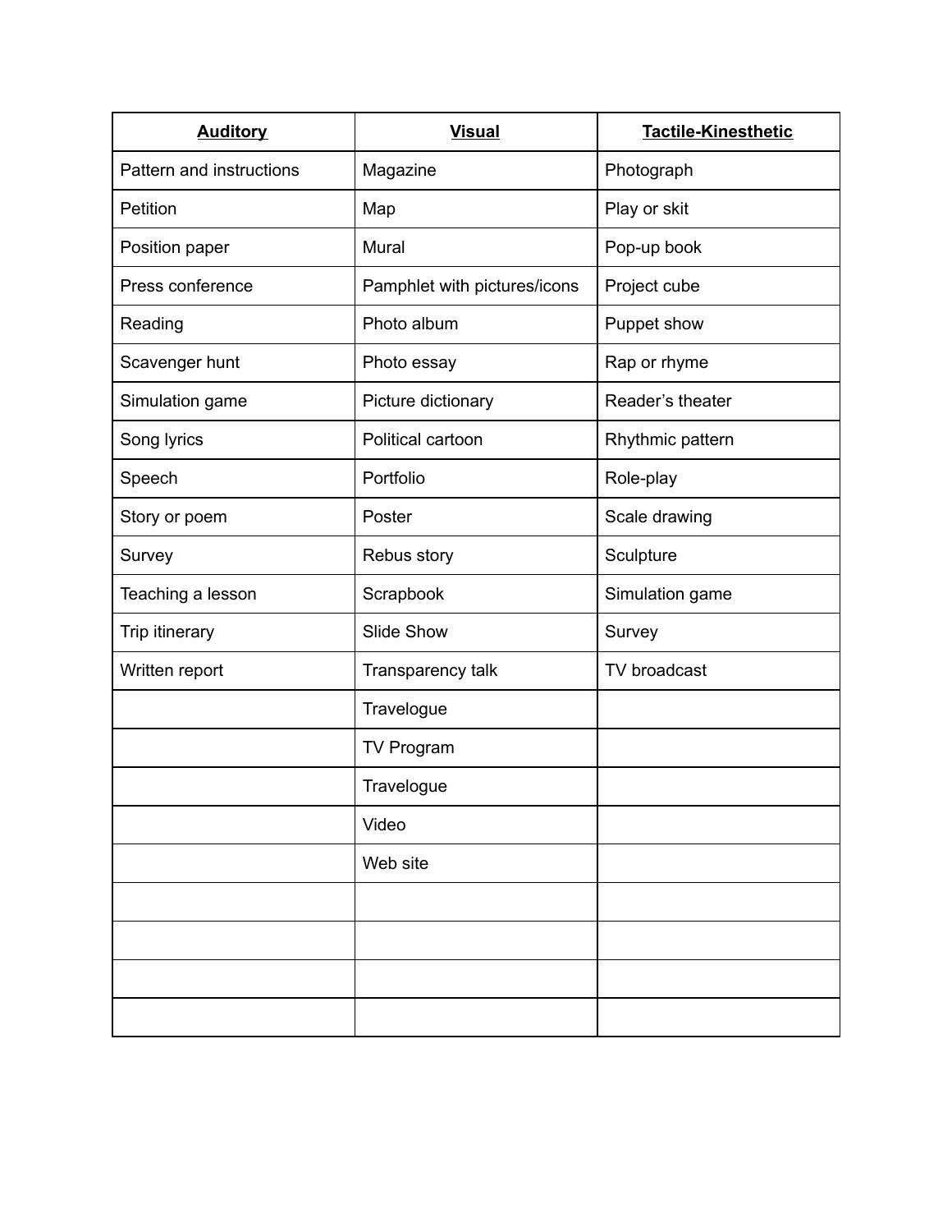| **Auditory** | **Visual** | **Tactile-Kinesthetic** |
| --- | --- | --- |
| Pattern and instructions | Magazine | Photograph |
| Petition | Map | Play or skit |
| Position paper | Mural | Pop-up book |
| Press conference | Pamphlet with pictures/icons | Project cube |
| Reading | Photo album | Puppet show |
| Scavenger hunt | Photo essay | Rap or rhyme |
| Simulation game | Picture dictionary | Reader’s theater |
| Song lyrics | Political cartoon | Rhythmic pattern |
| Speech | Portfolio | Role-play |
| Story or poem | Poster | Scale drawing |
| Survey | Rebus story | Sculpture |
| Teaching a lesson | Scrapbook | Simulation game |
| Trip itinerary | Slide Show | Survey |
| Written report | Transparency talk | TV broadcast |
| | Travelogue | |
| | TV Program | |
| | Travelogue | |
| | Video | |
| | Web site | |
| | | |
| | | |
| | | |
| | | |